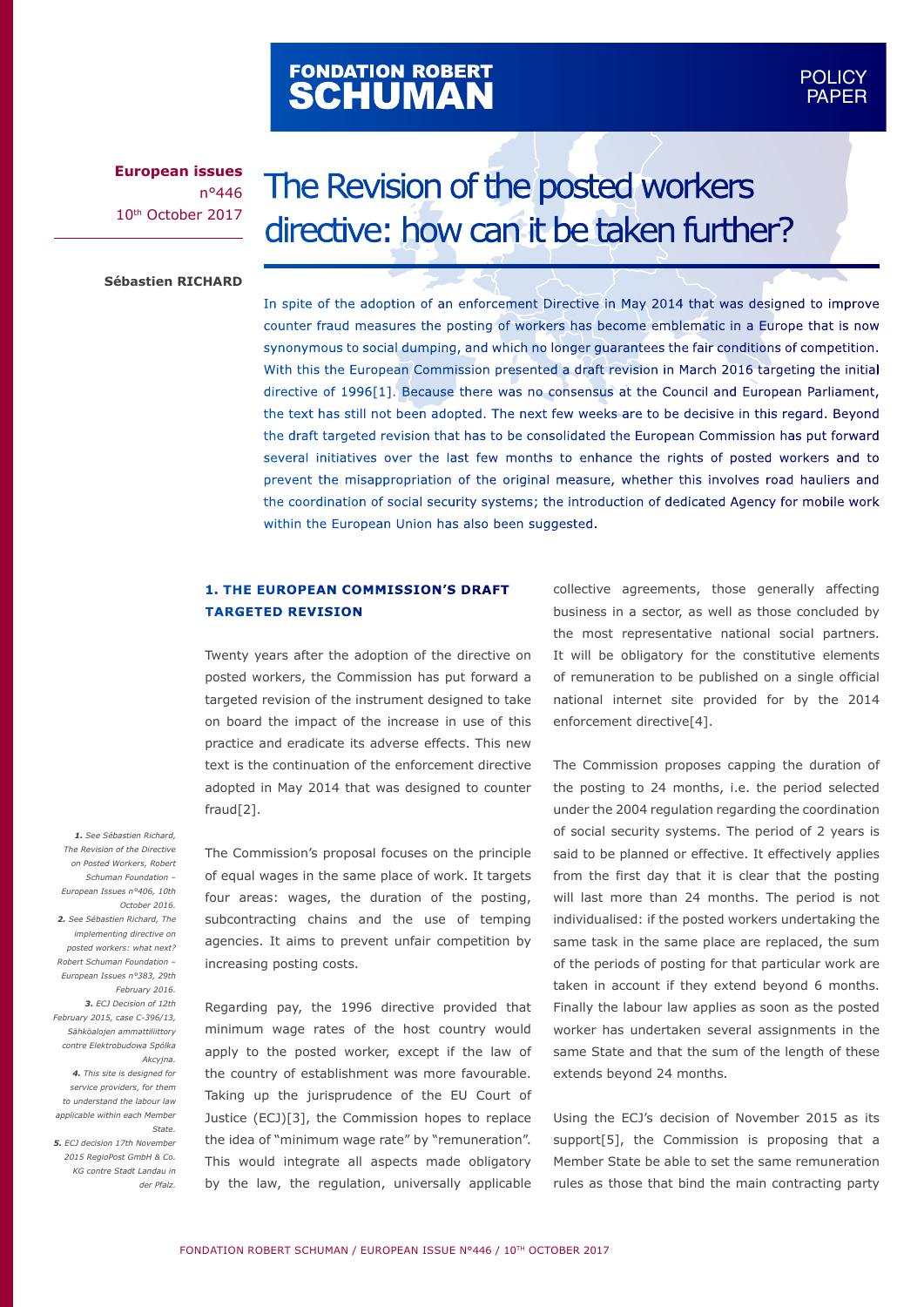FONDATION ROBERT SCHUMAN

POLICY PAPER

**European issues**
n°446
10th October 2017

**Sébastien RICHARD**

# The Revision of the posted workers directive: how can it be taken further?

In spite of the adoption of an enforcement Directive in May 2014 that was designed to improve counter fraud measures the posting of workers has become emblematic in a Europe that is now synonymous to social dumping, and which no longer guarantees the fair conditions of competition. With this the European Commission presented a draft revision in March 2016 targeting the initial directive of 1996[1]. Because there was no consensus at the Council and European Parliament, the text has still not been adopted. The next few weeks are to be decisive in this regard. Beyond the draft targeted revision that has to be consolidated the European Commission has put forward several initiatives over the last few months to enhance the rights of posted workers and to prevent the misappropriation of the original measure, whether this involves road hauliers and the coordination of social security systems; the introduction of dedicated Agency for mobile work within the European Union has also been suggested.

## 1. THE EUROPEAN COMMISSION'S DRAFT TARGETED REVISION

Twenty years after the adoption of the directive on posted workers, the Commission has put forward a targeted revision of the instrument designed to take on board the impact of the increase in use of this practice and eradicate its adverse effects. This new text is the continuation of the enforcement directive adopted in May 2014 that was designed to counter fraud[2].

The Commission's proposal focuses on the principle of equal wages in the same place of work. It targets four areas: wages, the duration of the posting, subcontracting chains and the use of temping agencies. It aims to prevent unfair competition by increasing posting costs.

Regarding pay, the 1996 directive provided that minimum wage rates of the host country would apply to the posted worker, except if the law of the country of establishment was more favourable. Taking up the jurisprudence of the EU Court of Justice (ECJ)[3], the Commission hopes to replace the idea of "minimum wage rate" by "remuneration". This would integrate all aspects made obligatory by the law, the regulation, universally applicable collective agreements, those generally affecting business in a sector, as well as those concluded by the most representative national social partners. It will be obligatory for the constitutive elements of remuneration to be published on a single official national internet site provided for by the 2014 enforcement directive[4].

The Commission proposes capping the duration of the posting to 24 months, i.e. the period selected under the 2004 regulation regarding the coordination of social security systems. The period of 2 years is said to be planned or effective. It effectively applies from the first day that it is clear that the posting will last more than 24 months. The period is not individualised: if the posted workers undertaking the same task in the same place are replaced, the sum of the periods of posting for that particular work are taken in account if they extend beyond 6 months. Finally the labour law applies as soon as the posted worker has undertaken several assignments in the same State and that the sum of the length of these extends beyond 24 months.

Using the ECJ's decision of November 2015 as its support[5], the Commission is proposing that a Member State be able to set the same remuneration rules as those that bind the main contracting party

*1. See Sébastien Richard, The Revision of the Directive on Posted Workers, Robert Schuman Foundation – European Issues n°406, 10th October 2016.*

*2. See Sébastien Richard, The implementing directive on posted workers: what next? Robert Schuman Foundation – European Issues n°383, 29th February 2016.*

*3. ECJ Decision of 12th February 2015, case C-396/13, Sähköalojen ammattiliittory contre Elektrobudowa Spółka Akcyjna.*

*4. This site is designed for service providers, for them to understand the labour law applicable within each Member State.*

*5. ECJ decision 17th November 2015 RegioPost GmbH & Co. KG contre Stadt Landau in der Pfalz.*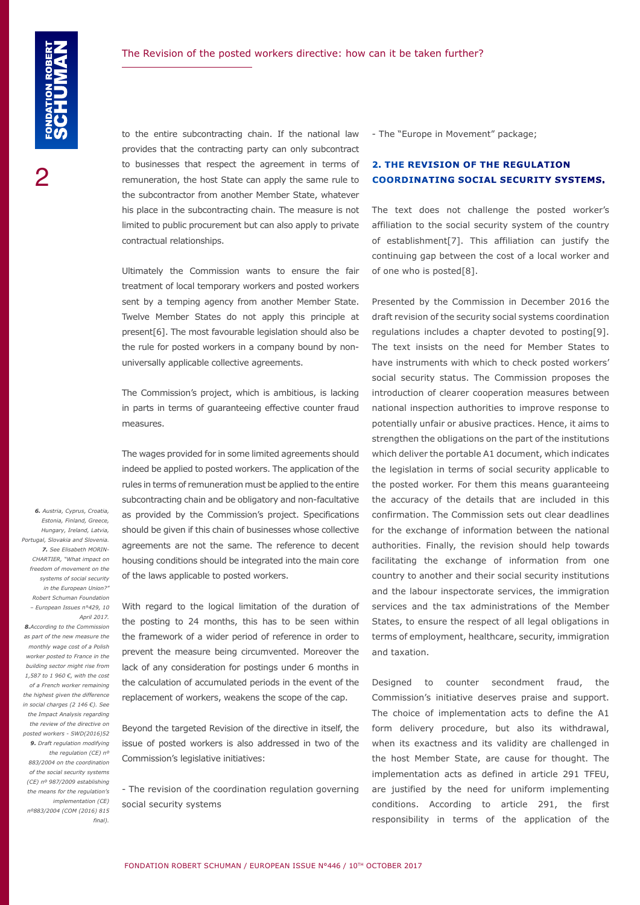to the entire subcontracting chain. If the national law provides that the contracting party can only subcontract to businesses that respect the agreement in terms of remuneration, the host State can apply the same rule to the subcontractor from another Member State, whatever his place in the subcontracting chain. The measure is not limited to public procurement but can also apply to private contractual relationships.

Ultimately the Commission wants to ensure the fair treatment of local temporary workers and posted workers sent by a temping agency from another Member State. Twelve Member States do not apply this principle at present[6]. The most favourable legislation should also be the rule for posted workers in a company bound by non-universally applicable collective agreements.

The Commission's project, which is ambitious, is lacking in parts in terms of guaranteeing effective counter fraud measures.

The wages provided for in some limited agreements should indeed be applied to posted workers. The application of the rules in terms of remuneration must be applied to the entire subcontracting chain and be obligatory and non-facultative as provided by the Commission's project. Specifications should be given if this chain of businesses whose collective agreements are not the same. The reference to decent housing conditions should be integrated into the main core of the laws applicable to posted workers.

With regard to the logical limitation of the duration of the posting to 24 months, this has to be seen within the framework of a wider period of reference in order to prevent the measure being circumvented. Moreover the lack of any consideration for postings under 6 months in the calculation of accumulated periods in the event of the replacement of workers, weakens the scope of the cap.

Beyond the targeted Revision of the directive in itself, the issue of posted workers is also addressed in two of the Commission's legislative initiatives:

- The revision of the coordination regulation governing social security systems
- The "Europe in Movement" package;

## 2. THE REVISION OF THE REGULATION COORDINATING SOCIAL SECURITY SYSTEMS.

The text does not challenge the posted worker's affiliation to the social security system of the country of establishment[7]. This affiliation can justify the continuing gap between the cost of a local worker and of one who is posted[8].

Presented by the Commission in December 2016 the draft revision of the security social systems coordination regulations includes a chapter devoted to posting[9]. The text insists on the need for Member States to have instruments with which to check posted workers' social security status. The Commission proposes the introduction of clearer cooperation measures between national inspection authorities to improve response to potentially unfair or abusive practices. Hence, it aims to strengthen the obligations on the part of the institutions which deliver the portable A1 document, which indicates the legislation in terms of social security applicable to the posted worker. For them this means guaranteeing the accuracy of the details that are included in this confirmation. The Commission sets out clear deadlines for the exchange of information between the national authorities. Finally, the revision should help towards facilitating the exchange of information from one country to another and their social security institutions and the labour inspectorate services, the immigration services and the tax administrations of the Member States, to ensure the respect of all legal obligations in terms of employment, healthcare, security, immigration and taxation.

Designed to counter secondment fraud, the Commission's initiative deserves praise and support. The choice of implementation acts to define the A1 form delivery procedure, but also its withdrawal, when its exactness and its validity are challenged in the host Member State, are cause for thought. The implementation acts as defined in article 291 TFEU, are justified by the need for uniform implementing conditions. According to article 291, the first responsibility in terms of the application of the

---

*6. Austria, Cyprus, Croatia, Estonia, Finland, Greece, Hungary, Ireland, Latvia, Portugal, Slovakia and Slovenia.*

*7. See Elisabeth MORIN-CHARTIER, "What impact on freedom of movement on the systems of social security in the European Union?" Robert Schuman Foundation – European Issues n°429, 10 April 2017.*

*8. According to the Commission as part of the new measure the monthly wage cost of a Polish worker posted to France in the building sector might rise from 1,587 to 1 960 €, with the cost of a French worker remaining the highest given the difference in social charges (2 146 €). See the Impact Analysis regarding the review of the directive on posted workers - SWD(2016)52*

*9. Draft regulation modifying the regulation (CE) nº 883/2004 on the coordination of the social security systems (CE) nº 987/2009 establishing the means for the regulation's implementation (CE) nº883/2004 (COM (2016) 815 final).*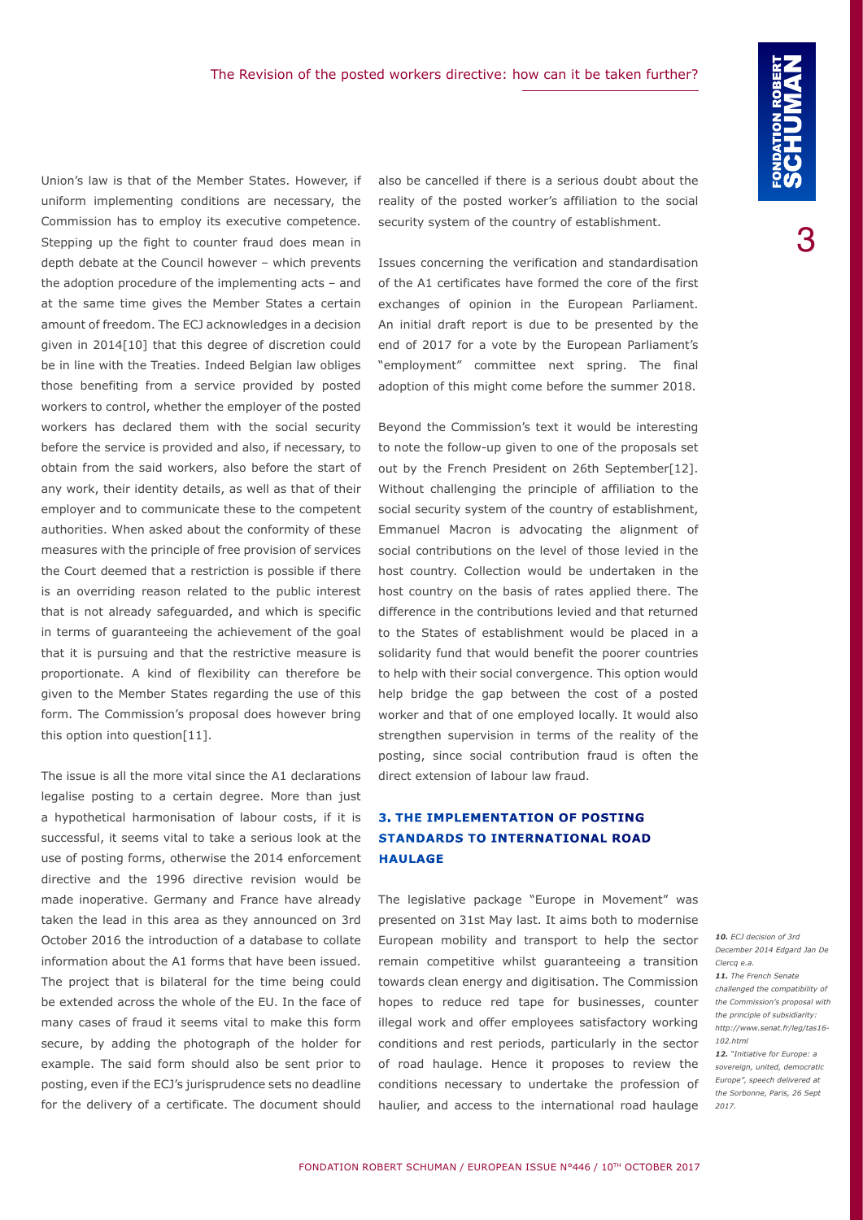Union's law is that of the Member States. However, if uniform implementing conditions are necessary, the Commission has to employ its executive competence. Stepping up the fight to counter fraud does mean in depth debate at the Council however – which prevents the adoption procedure of the implementing acts – and at the same time gives the Member States a certain amount of freedom. The ECJ acknowledges in a decision given in 2014[10] that this degree of discretion could be in line with the Treaties. Indeed Belgian law obliges those benefiting from a service provided by posted workers to control, whether the employer of the posted workers has declared them with the social security before the service is provided and also, if necessary, to obtain from the said workers, also before the start of any work, their identity details, as well as that of their employer and to communicate these to the competent authorities. When asked about the conformity of these measures with the principle of free provision of services the Court deemed that a restriction is possible if there is an overriding reason related to the public interest that is not already safeguarded, and which is specific in terms of guaranteeing the achievement of the goal that it is pursuing and that the restrictive measure is proportionate. A kind of flexibility can therefore be given to the Member States regarding the use of this form. The Commission's proposal does however bring this option into question[11].

The issue is all the more vital since the A1 declarations legalise posting to a certain degree. More than just a hypothetical harmonisation of labour costs, if it is successful, it seems vital to take a serious look at the use of posting forms, otherwise the 2014 enforcement directive and the 1996 directive revision would be made inoperative. Germany and France have already taken the lead in this area as they announced on 3rd October 2016 the introduction of a database to collate information about the A1 forms that have been issued. The project that is bilateral for the time being could be extended across the whole of the EU. In the face of many cases of fraud it seems vital to make this form secure, by adding the photograph of the holder for example. The said form should also be sent prior to posting, even if the ECJ's jurisprudence sets no deadline for the delivery of a certificate. The document should also be cancelled if there is a serious doubt about the reality of the posted worker's affiliation to the social security system of the country of establishment.

Issues concerning the verification and standardisation of the A1 certificates have formed the core of the first exchanges of opinion in the European Parliament. An initial draft report is due to be presented by the end of 2017 for a vote by the European Parliament's "employment" committee next spring. The final adoption of this might come before the summer 2018.

Beyond the Commission's text it would be interesting to note the follow-up given to one of the proposals set out by the French President on 26th September[12]. Without challenging the principle of affiliation to the social security system of the country of establishment, Emmanuel Macron is advocating the alignment of social contributions on the level of those levied in the host country. Collection would be undertaken in the host country on the basis of rates applied there. The difference in the contributions levied and that returned to the States of establishment would be placed in a solidarity fund that would benefit the poorer countries to help with their social convergence. This option would help bridge the gap between the cost of a posted worker and that of one employed locally. It would also strengthen supervision in terms of the reality of the posting, since social contribution fraud is often the direct extension of labour law fraud.

## 3. THE IMPLEMENTATION OF POSTING STANDARDS TO INTERNATIONAL ROAD HAULAGE

The legislative package "Europe in Movement" was presented on 31st May last. It aims both to modernise European mobility and transport to help the sector remain competitive whilst guaranteeing a transition towards clean energy and digitisation. The Commission hopes to reduce red tape for businesses, counter illegal work and offer employees satisfactory working conditions and rest periods, particularly in the sector of road haulage. Hence it proposes to review the conditions necessary to undertake the profession of haulier, and access to the international road haulage

*10. ECJ decision of 3rd December 2014 Edgard Jan De Clercq e.a.*

*11. The French Senate challenged the compatibility of the Commission's proposal with the principle of subsidiarity: http://www.senat.fr/leg/tas16-102.html*

*12. "Initiative for Europe: a sovereign, united, democratic Europe", speech delivered at the Sorbonne, Paris, 26 Sept 2017.*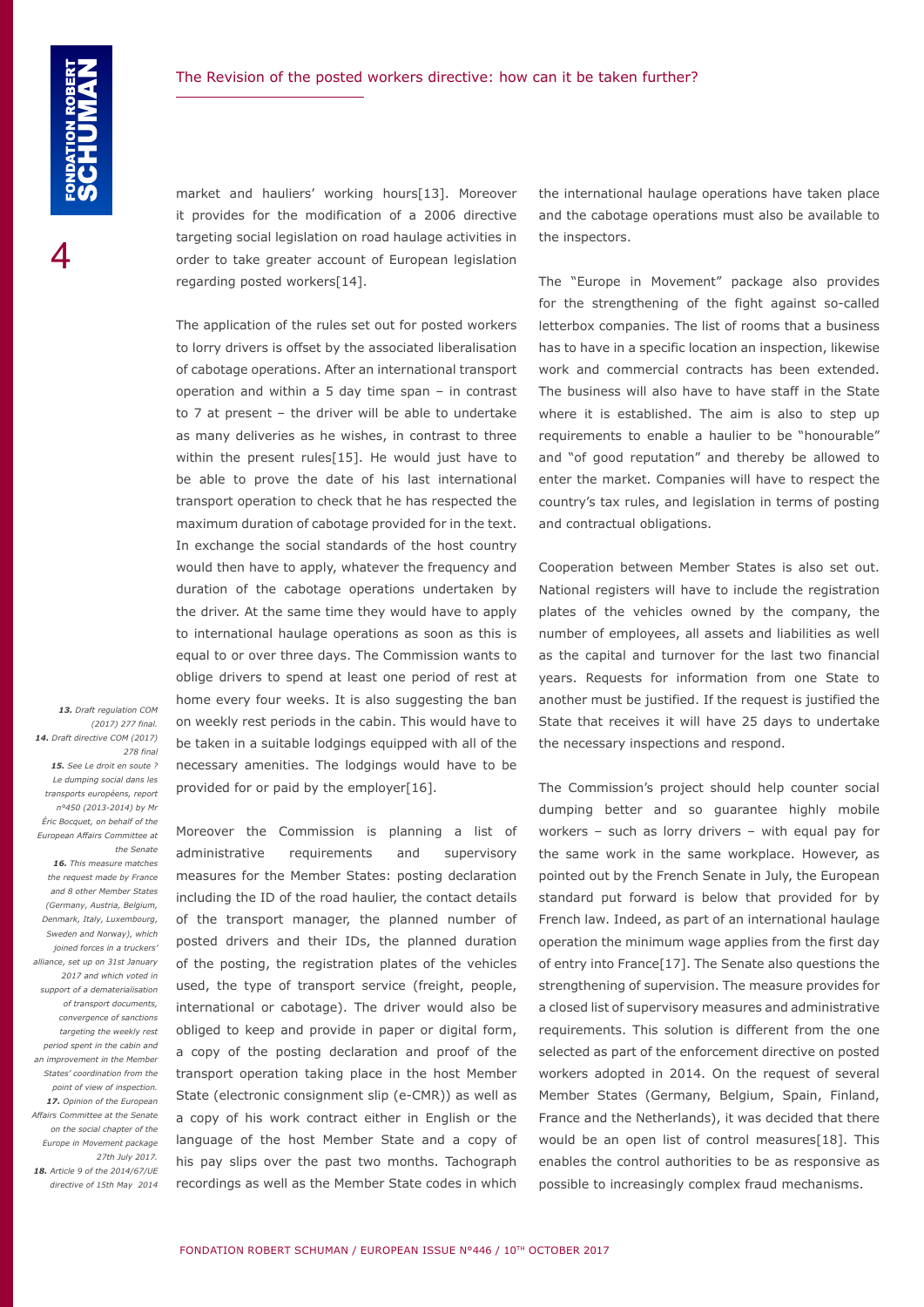market and hauliers' working hours[13]. Moreover it provides for the modification of a 2006 directive targeting social legislation on road haulage activities in order to take greater account of European legislation regarding posted workers[14].

The application of the rules set out for posted workers to lorry drivers is offset by the associated liberalisation of cabotage operations. After an international transport operation and within a 5 day time span – in contrast to 7 at present – the driver will be able to undertake as many deliveries as he wishes, in contrast to three within the present rules[15]. He would just have to be able to prove the date of his last international transport operation to check that he has respected the maximum duration of cabotage provided for in the text. In exchange the social standards of the host country would then have to apply, whatever the frequency and duration of the cabotage operations undertaken by the driver. At the same time they would have to apply to international haulage operations as soon as this is equal to or over three days. The Commission wants to oblige drivers to spend at least one period of rest at home every four weeks. It is also suggesting the ban on weekly rest periods in the cabin. This would have to be taken in a suitable lodgings equipped with all of the necessary amenities. The lodgings would have to be provided for or paid by the employer[16].

Moreover the Commission is planning a list of administrative requirements and supervisory measures for the Member States: posting declaration including the ID of the road haulier, the contact details of the transport manager, the planned number of posted drivers and their IDs, the planned duration of the posting, the registration plates of the vehicles used, the type of transport service (freight, people, international or cabotage). The driver would also be obliged to keep and provide in paper or digital form, a copy of the posting declaration and proof of the transport operation taking place in the host Member State (electronic consignment slip (e-CMR)) as well as a copy of his work contract either in English or the language of the host Member State and a copy of his pay slips over the past two months. Tachograph recordings as well as the Member State codes in which the international haulage operations have taken place and the cabotage operations must also be available to the inspectors.

The "Europe in Movement" package also provides for the strengthening of the fight against so-called letterbox companies. The list of rooms that a business has to have in a specific location an inspection, likewise work and commercial contracts has been extended. The business will also have to have staff in the State where it is established. The aim is also to step up requirements to enable a haulier to be "honourable" and "of good reputation" and thereby be allowed to enter the market. Companies will have to respect the country's tax rules, and legislation in terms of posting and contractual obligations.

Cooperation between Member States is also set out. National registers will have to include the registration plates of the vehicles owned by the company, the number of employees, all assets and liabilities as well as the capital and turnover for the last two financial years. Requests for information from one State to another must be justified. If the request is justified the State that receives it will have 25 days to undertake the necessary inspections and respond.

The Commission's project should help counter social dumping better and so guarantee highly mobile workers – such as lorry drivers – with equal pay for the same work in the same workplace. However, as pointed out by the French Senate in July, the European standard put forward is below that provided for by French law. Indeed, as part of an international haulage operation the minimum wage applies from the first day of entry into France[17]. The Senate also questions the strengthening of supervision. The measure provides for a closed list of supervisory measures and administrative requirements. This solution is different from the one selected as part of the enforcement directive on posted workers adopted in 2014. On the request of several Member States (Germany, Belgium, Spain, Finland, France and the Netherlands), it was decided that there would be an open list of control measures[18]. This enables the control authorities to be as responsive as possible to increasingly complex fraud mechanisms.

---

*13. Draft regulation COM (2017) 277 final.*

*14. Draft directive COM (2017) 278 final*

*15. See Le droit en soute ? Le dumping social dans les transports européens, report n°450 (2013-2014) by Mr Éric Bocquet, on behalf of the European Affairs Committee at the Senate*

*16. This measure matches the request made by France and 8 other Member States (Germany, Austria, Belgium, Denmark, Italy, Luxembourg, Sweden and Norway), which joined forces in a truckers' alliance, set up on 31st January 2017 and which voted in support of a dematerialisation of transport documents, convergence of sanctions targeting the weekly rest period spent in the cabin and an improvement in the Member States' coordination from the point of view of inspection.*

*17. Opinion of the European Affairs Committee at the Senate on the social chapter of the Europe in Movement package 27th July 2017.*

*18. Article 9 of the 2014/67/UE directive of 15th May 2014*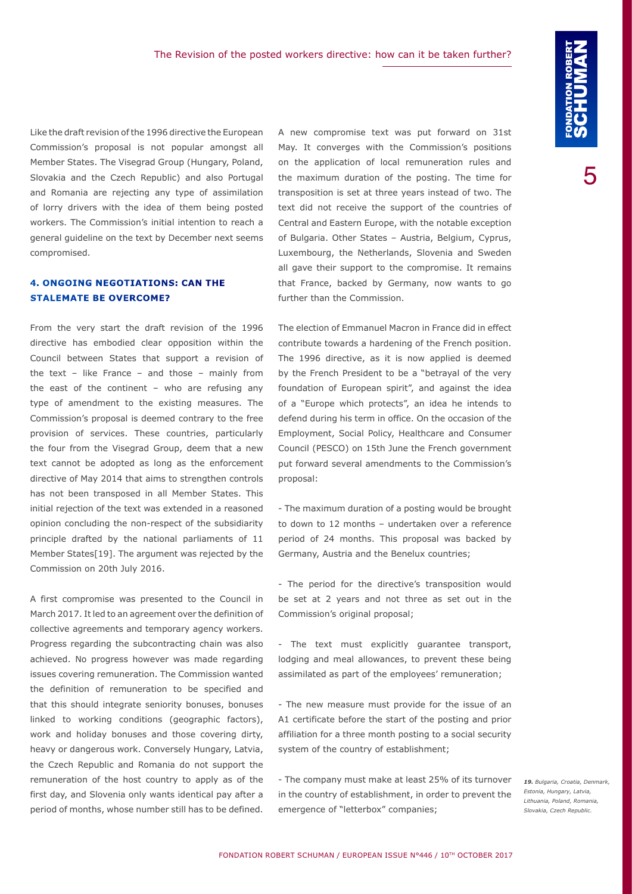Like the draft revision of the 1996 directive the European Commission's proposal is not popular amongst all Member States. The Visegrad Group (Hungary, Poland, Slovakia and the Czech Republic) and also Portugal and Romania are rejecting any type of assimilation of lorry drivers with the idea of them being posted workers. The Commission's initial intention to reach a general guideline on the text by December next seems compromised.

## 4. ONGOING NEGOTIATIONS: CAN THE STALEMATE BE OVERCOME?

From the very start the draft revision of the 1996 directive has embodied clear opposition within the Council between States that support a revision of the text – like France – and those – mainly from the east of the continent – who are refusing any type of amendment to the existing measures. The Commission's proposal is deemed contrary to the free provision of services. These countries, particularly the four from the Visegrad Group, deem that a new text cannot be adopted as long as the enforcement directive of May 2014 that aims to strengthen controls has not been transposed in all Member States. This initial rejection of the text was extended in a reasoned opinion concluding the non-respect of the subsidiarity principle drafted by the national parliaments of 11 Member States[19]. The argument was rejected by the Commission on 20th July 2016.

A first compromise was presented to the Council in March 2017. It led to an agreement over the definition of collective agreements and temporary agency workers. Progress regarding the subcontracting chain was also achieved. No progress however was made regarding issues covering remuneration. The Commission wanted the definition of remuneration to be specified and that this should integrate seniority bonuses, bonuses linked to working conditions (geographic factors), work and holiday bonuses and those covering dirty, heavy or dangerous work. Conversely Hungary, Latvia, the Czech Republic and Romania do not support the remuneration of the host country to apply as of the first day, and Slovenia only wants identical pay after a period of months, whose number still has to be defined.

A new compromise text was put forward on 31st May. It converges with the Commission's positions on the application of local remuneration rules and the maximum duration of the posting. The time for transposition is set at three years instead of two. The text did not receive the support of the countries of Central and Eastern Europe, with the notable exception of Bulgaria. Other States – Austria, Belgium, Cyprus, Luxembourg, the Netherlands, Slovenia and Sweden all gave their support to the compromise. It remains that France, backed by Germany, now wants to go further than the Commission.

The election of Emmanuel Macron in France did in effect contribute towards a hardening of the French position. The 1996 directive, as it is now applied is deemed by the French President to be a "betrayal of the very foundation of European spirit", and against the idea of a "Europe which protects", an idea he intends to defend during his term in office. On the occasion of the Employment, Social Policy, Healthcare and Consumer Council (PESCO) on 15th June the French government put forward several amendments to the Commission's proposal:

- The maximum duration of a posting would be brought to down to 12 months – undertaken over a reference period of 24 months. This proposal was backed by Germany, Austria and the Benelux countries;

- The period for the directive's transposition would be set at 2 years and not three as set out in the Commission's original proposal;

- The text must explicitly guarantee transport, lodging and meal allowances, to prevent these being assimilated as part of the employees' remuneration;

- The new measure must provide for the issue of an A1 certificate before the start of the posting and prior affiliation for a three month posting to a social security system of the country of establishment;

- The company must make at least 25% of its turnover in the country of establishment, in order to prevent the emergence of "letterbox" companies;

*19. Bulgaria, Croatia, Denmark, Estonia, Hungary, Latvia, Lithuania, Poland, Romania, Slovakia, Czech Republic.*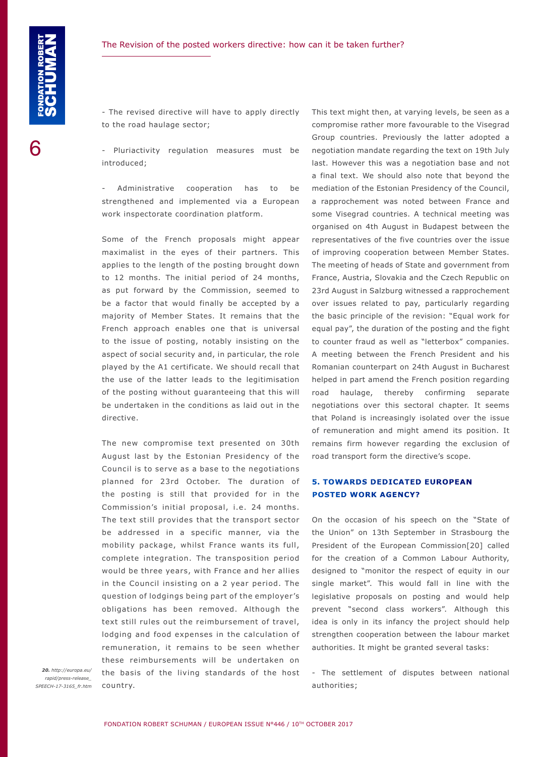- The revised directive will have to apply directly to the road haulage sector;

- Pluriactivity regulation measures must be introduced;

- Administrative cooperation has to be strengthened and implemented via a European work inspectorate coordination platform.

Some of the French proposals might appear maximalist in the eyes of their partners. This applies to the length of the posting brought down to 12 months. The initial period of 24 months, as put forward by the Commission, seemed to be a factor that would finally be accepted by a majority of Member States. It remains that the French approach enables one that is universal to the issue of posting, notably insisting on the aspect of social security and, in particular, the role played by the A1 certificate. We should recall that the use of the latter leads to the legitimisation of the posting without guaranteeing that this will be undertaken in the conditions as laid out in the directive.

The new compromise text presented on 30th August last by the Estonian Presidency of the Council is to serve as a base to the negotiations planned for 23rd October. The duration of the posting is still that provided for in the Commission's initial proposal, i.e. 24 months. The text still provides that the transport sector be addressed in a specific manner, via the mobility package, whilst France wants its full, complete integration. The transposition period would be three years, with France and her allies in the Council insisting on a 2 year period. The question of lodgings being part of the employer's obligations has been removed. Although the text still rules out the reimbursement of travel, lodging and food expenses in the calculation of remuneration, it remains to be seen whether these reimbursements will be undertaken on the basis of the living standards of the host country.

This text might then, at varying levels, be seen as a compromise rather more favourable to the Visegrad Group countries. Previously the latter adopted a negotiation mandate regarding the text on 19th July last. However this was a negotiation base and not a final text. We should also note that beyond the mediation of the Estonian Presidency of the Council, a rapprochement was noted between France and some Visegrad countries. A technical meeting was organised on 4th August in Budapest between the representatives of the five countries over the issue of improving cooperation between Member States. The meeting of heads of State and government from France, Austria, Slovakia and the Czech Republic on 23rd August in Salzburg witnessed a rapprochement over issues related to pay, particularly regarding the basic principle of the revision: "Equal work for equal pay", the duration of the posting and the fight to counter fraud as well as "letterbox" companies. A meeting between the French President and his Romanian counterpart on 24th August in Bucharest helped in part amend the French position regarding road haulage, thereby confirming separate negotiations over this sectoral chapter. It seems that Poland is increasingly isolated over the issue of remuneration and might amend its position. It remains firm however regarding the exclusion of road transport form the directive's scope.

## 5. TOWARDS DEDICATED EUROPEAN POSTED WORK AGENCY?

On the occasion of his speech on the "State of the Union" on 13th September in Strasbourg the President of the European Commission[20] called for the creation of a Common Labour Authority, designed to "monitor the respect of equity in our single market". This would fall in line with the legislative proposals on posting and would help prevent "second class workers". Although this idea is only in its infancy the project should help strengthen cooperation between the labour market authorities. It might be granted several tasks:

- The settlement of disputes between national authorities;

*20. http://europa.eu/rapid/press-release_SPEECH-17-3165_fr.htm*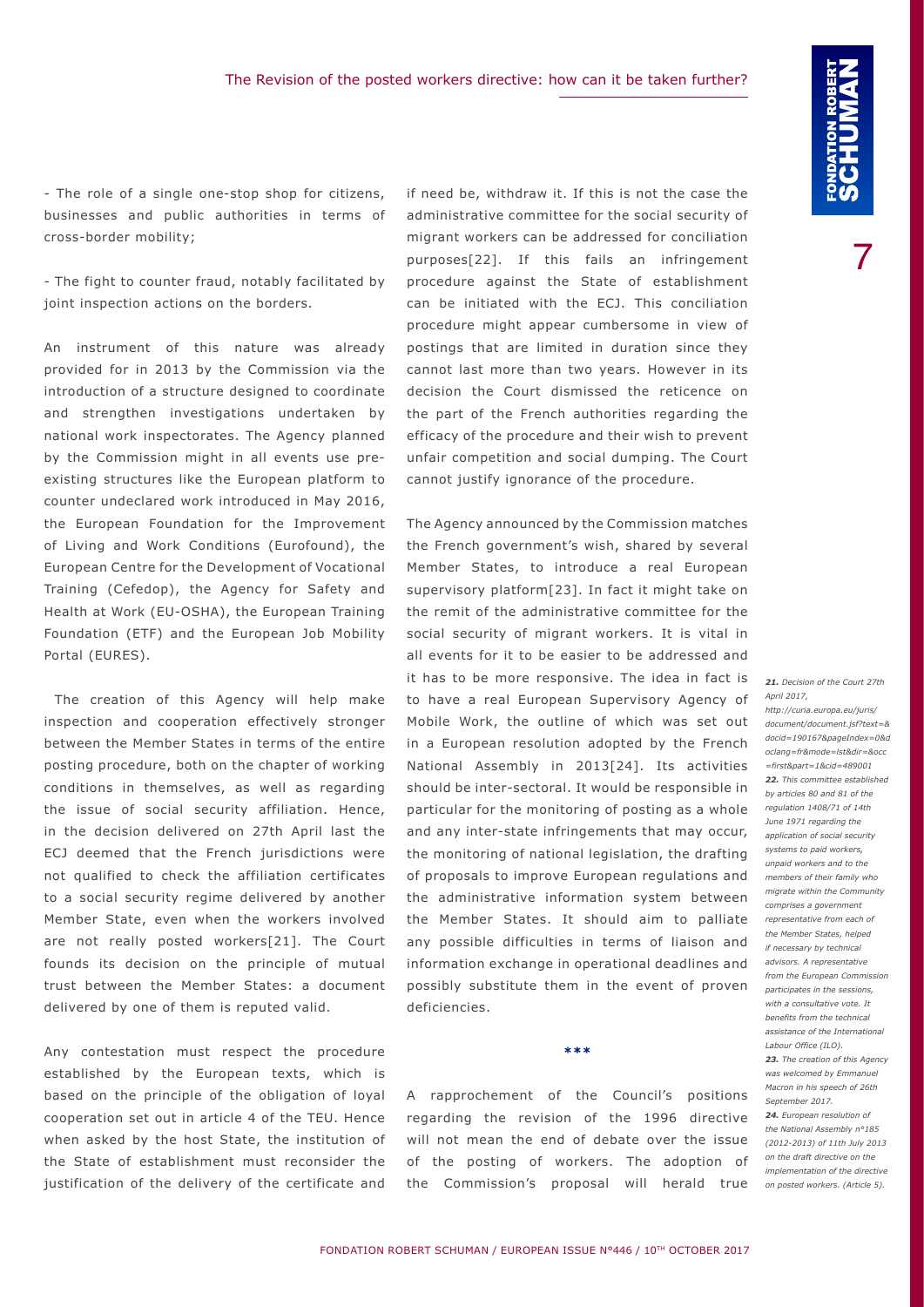- The role of a single one-stop shop for citizens, businesses and public authorities in terms of cross-border mobility;

- The fight to counter fraud, notably facilitated by joint inspection actions on the borders.

An instrument of this nature was already provided for in 2013 by the Commission via the introduction of a structure designed to coordinate and strengthen investigations undertaken by national work inspectorates. The Agency planned by the Commission might in all events use pre-existing structures like the European platform to counter undeclared work introduced in May 2016, the European Foundation for the Improvement of Living and Work Conditions (Eurofound), the European Centre for the Development of Vocational Training (Cefedop), the Agency for Safety and Health at Work (EU-OSHA), the European Training Foundation (ETF) and the European Job Mobility Portal (EURES).

The creation of this Agency will help make inspection and cooperation effectively stronger between the Member States in terms of the entire posting procedure, both on the chapter of working conditions in themselves, as well as regarding the issue of social security affiliation. Hence, in the decision delivered on 27th April last the ECJ deemed that the French jurisdictions were not qualified to check the affiliation certificates to a social security regime delivered by another Member State, even when the workers involved are not really posted workers[21]. The Court founds its decision on the principle of mutual trust between the Member States: a document delivered by one of them is reputed valid.

Any contestation must respect the procedure established by the European texts, which is based on the principle of the obligation of loyal cooperation set out in article 4 of the TEU. Hence when asked by the host State, the institution of the State of establishment must reconsider the justification of the delivery of the certificate and if need be, withdraw it. If this is not the case the administrative committee for the social security of migrant workers can be addressed for conciliation purposes[22]. If this fails an infringement procedure against the State of establishment can be initiated with the ECJ. This conciliation procedure might appear cumbersome in view of postings that are limited in duration since they cannot last more than two years. However in its decision the Court dismissed the reticence on the part of the French authorities regarding the efficacy of the procedure and their wish to prevent unfair competition and social dumping. The Court cannot justify ignorance of the procedure.

The Agency announced by the Commission matches the French government's wish, shared by several Member States, to introduce a real European supervisory platform[23]. In fact it might take on the remit of the administrative committee for the social security of migrant workers. It is vital in all events for it to be easier to be addressed and it has to be more responsive. The idea in fact is to have a real European Supervisory Agency of Mobile Work, the outline of which was set out in a European resolution adopted by the French National Assembly in 2013[24]. Its activities should be inter-sectoral. It would be responsible in particular for the monitoring of posting as a whole and any inter-state infringements that may occur, the monitoring of national legislation, the drafting of proposals to improve European regulations and the administrative information system between the Member States. It should aim to palliate any possible difficulties in terms of liaison and information exchange in operational deadlines and possibly substitute them in the event of proven deficiencies.

***

A rapprochement of the Council's positions regarding the revision of the 1996 directive will not mean the end of debate over the issue of the posting of workers. The adoption of the Commission's proposal will herald true

*21. Decision of the Court 27th April 2017, http://curia.europa.eu/juris/document/document.jsf?text=&docid=190167&pageIndex=0&doclang=fr&mode=lst&dir=&occ=first&part=1&cid=489001*

*22. This committee established by articles 80 and 81 of the regulation 1408/71 of 14th June 1971 regarding the application of social security systems to paid workers, unpaid workers and to the members of their family who migrate within the Community comprises a government representative from each of the Member States, helped if necessary by technical advisors. A representative from the European Commission participates in the sessions, with a consultative vote. It benefits from the technical assistance of the International Labour Office (ILO).*

*23. The creation of this Agency was welcomed by Emmanuel Macron in his speech of 26th September 2017.*

*24. European resolution of the National Assembly n°185 (2012-2013) of 11th July 2013 on the draft directive on the implementation of the directive on posted workers. (Article 5).*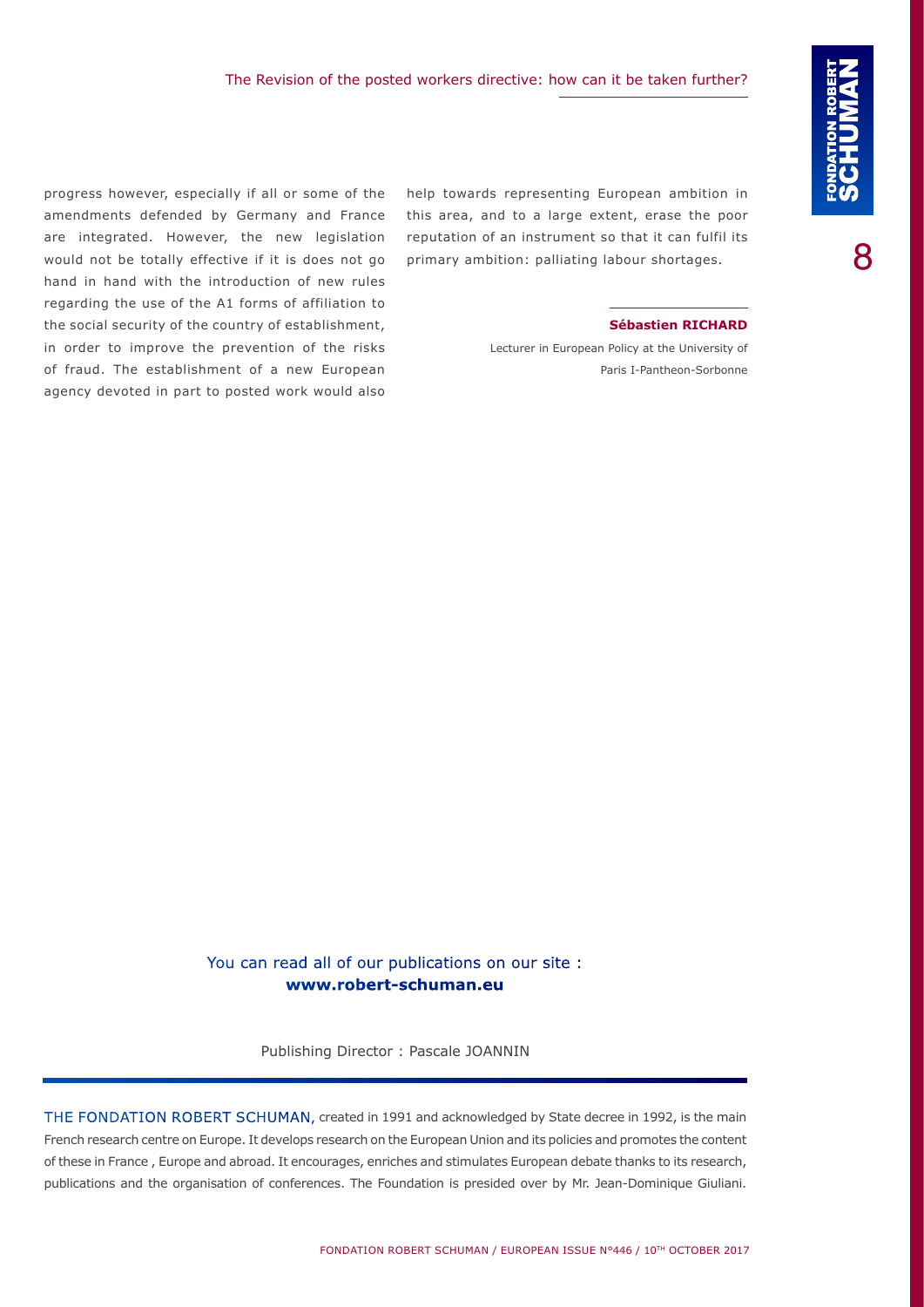progress however, especially if all or some of the amendments defended by Germany and France are integrated. However, the new legislation would not be totally effective if it is does not go hand in hand with the introduction of new rules regarding the use of the A1 forms of affiliation to the social security of the country of establishment, in order to improve the prevention of the risks of fraud. The establishment of a new European agency devoted in part to posted work would also help towards representing European ambition in this area, and to a large extent, erase the poor reputation of an instrument so that it can fulfil its primary ambition: palliating labour shortages.

**Sébastien RICHARD**

Lecturer in European Policy at the University of Paris I-Pantheon-Sorbonne

You can read all of our publications on our site :
**www.robert-schuman.eu**

Publishing Director : Pascale JOANNIN

THE FONDATION ROBERT SCHUMAN, created in 1991 and acknowledged by State decree in 1992, is the main French research centre on Europe. It develops research on the European Union and its policies and promotes the content of these in France , Europe and abroad. It encourages, enriches and stimulates European debate thanks to its research, publications and the organisation of conferences. The Foundation is presided over by Mr. Jean-Dominique Giuliani.